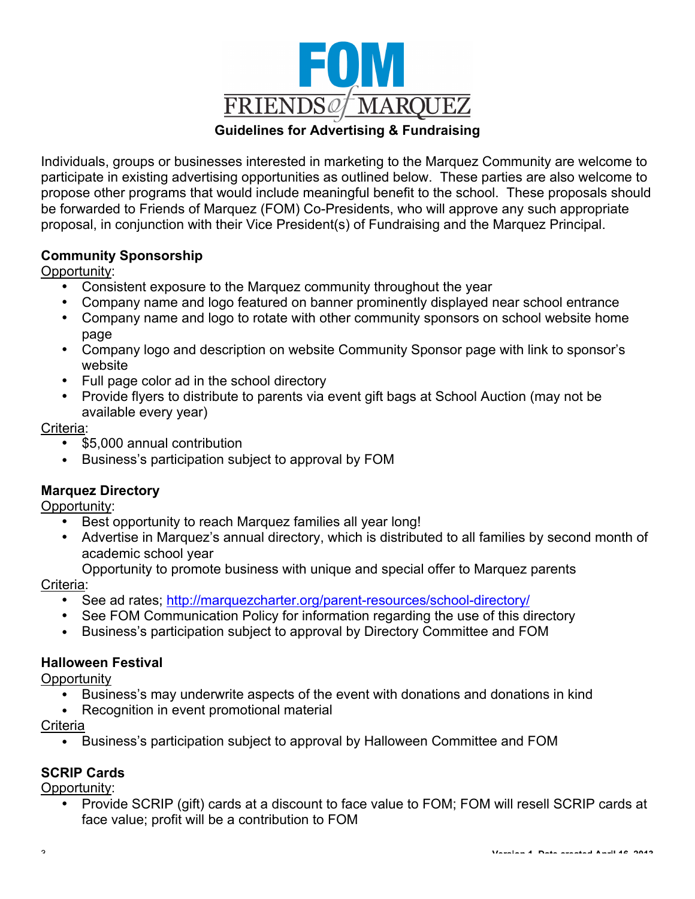# FOM

## FRIENDS of MARQUEZ

### Guidelines for Advertising & Fundraising

Individuals, groups or businesses interested in marketing to the Marquez Community are welcome to participate in existing advertising opportunities as outlined below. These parties are also welcome to propose other programs that would include meaningful benefit to the school. These proposals should be forwarded to Friends of Marquez (FOM) Co-Presidents, who will approve any such appropriate proposal, in conjunction with their Vice President(s) of Fundraising and the Marquez Principal.

**Community Sponsorship**

Opportunity:

- Consistent exposure to the Marquez community throughout the year
- Company name and logo featured on banner prominently displayed near school entrance
- Company name and logo to rotate with other community sponsors on school website home page
- Company logo and description on website Community Sponsor page with link to sponsor's website
- Full page color ad in the school directory
- Provide flyers to distribute to parents via event gift bags at School Auction (may not be available every year)

Criteria:

- $5,000 annual contribution
- Business's participation subject to approval by FOM

**Marquez Directory**

Opportunity:

- Best opportunity to reach Marquez families all year long!
- Advertise in Marquez's annual directory, which is distributed to all families by second month of academic school year
  Opportunity to promote business with unique and special offer to Marquez parents

Criteria:

- See ad rates; http://marquezcharter.org/parent-resources/school-directory/
- See FOM Communication Policy for information regarding the use of this directory
- Business's participation subject to approval by Directory Committee and FOM

**Halloween Festival**

Opportunity

- Business's may underwrite aspects of the event with donations and donations in kind
- Recognition in event promotional material

Criteria

- Business's participation subject to approval by Halloween Committee and FOM

**SCRIP Cards**

Opportunity:

- Provide SCRIP (gift) cards at a discount to face value to FOM; FOM will resell SCRIP cards at face value; profit will be a contribution to FOM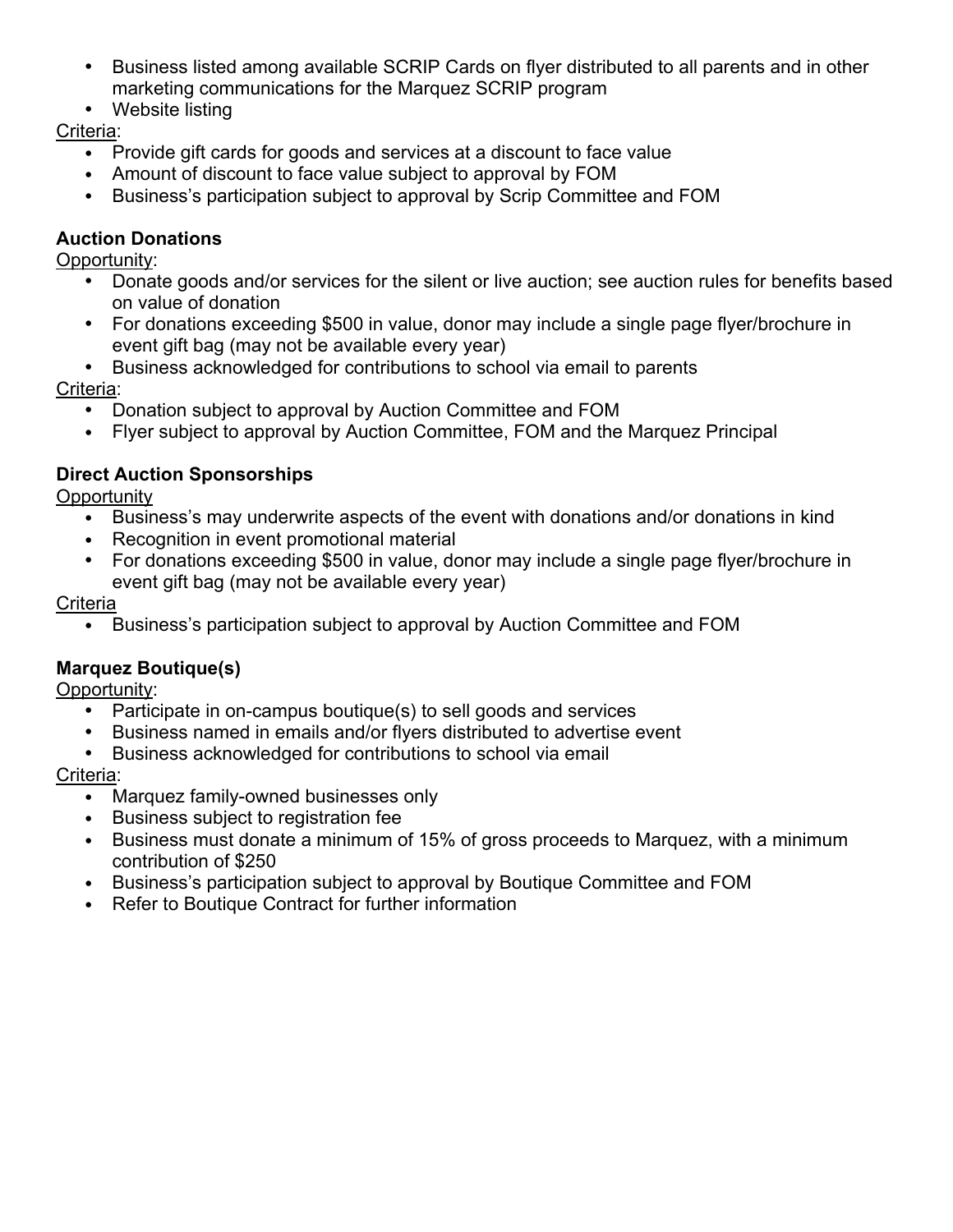- Business listed among available SCRIP Cards on flyer distributed to all parents and in other marketing communications for the Marquez SCRIP program
- Website listing

Criteria:

- Provide gift cards for goods and services at a discount to face value
- Amount of discount to face value subject to approval by FOM
- Business's participation subject to approval by Scrip Committee and FOM

**Auction Donations**

Opportunity:

- Donate goods and/or services for the silent or live auction; see auction rules for benefits based on value of donation
- For donations exceeding $500 in value, donor may include a single page flyer/brochure in event gift bag (may not be available every year)
- Business acknowledged for contributions to school via email to parents

Criteria:

- Donation subject to approval by Auction Committee and FOM
- Flyer subject to approval by Auction Committee, FOM and the Marquez Principal

**Direct Auction Sponsorships**

Opportunity

- Business's may underwrite aspects of the event with donations and/or donations in kind
- Recognition in event promotional material
- For donations exceeding $500 in value, donor may include a single page flyer/brochure in event gift bag (may not be available every year)

Criteria

- Business's participation subject to approval by Auction Committee and FOM

**Marquez Boutique(s)**

Opportunity:

- Participate in on-campus boutique(s) to sell goods and services
- Business named in emails and/or flyers distributed to advertise event
- Business acknowledged for contributions to school via email

Criteria:

- Marquez family-owned businesses only
- Business subject to registration fee
- Business must donate a minimum of 15% of gross proceeds to Marquez, with a minimum contribution of $250
- Business's participation subject to approval by Boutique Committee and FOM
- Refer to Boutique Contract for further information